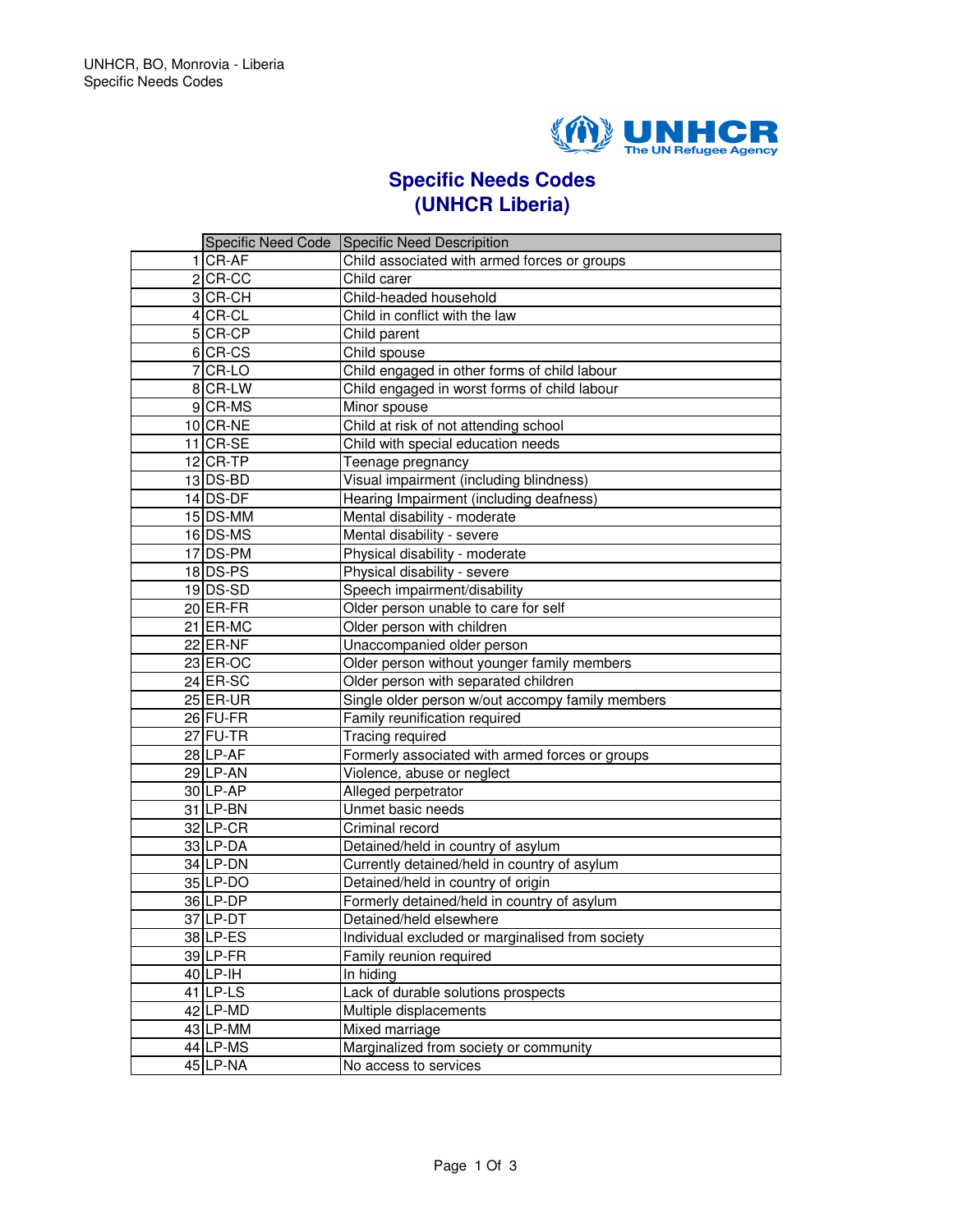UNHCR, BO, Monrovia - Liberia
Specific Needs Codes

# Specific Needs Codes (UNHCR Liberia)

| | Specific Need Code | Specific Need Description |
|---|---|---|
| 1 | CR-AF | Child associated with armed forces or groups |
| 2 | CR-CC | Child carer |
| 3 | CR-CH | Child-headed household |
| 4 | CR-CL | Child in conflict with the law |
| 5 | CR-CP | Child parent |
| 6 | CR-CS | Child spouse |
| 7 | CR-LO | Child engaged in other forms of child labour |
| 8 | CR-LW | Child engaged in worst forms of child labour |
| 9 | CR-MS | Minor spouse |
| 10 | CR-NE | Child at risk of not attending school |
| 11 | CR-SE | Child with special education needs |
| 12 | CR-TP | Teenage pregnancy |
| 13 | DS-BD | Visual impairment (including blindness) |
| 14 | DS-DF | Hearing Impairment (including deafness) |
| 15 | DS-MM | Mental disability - moderate |
| 16 | DS-MS | Mental disability - severe |
| 17 | DS-PM | Physical disability - moderate |
| 18 | DS-PS | Physical disability - severe |
| 19 | DS-SD | Speech impairment/disability |
| 20 | ER-FR | Older person unable to care for self |
| 21 | ER-MC | Older person with children |
| 22 | ER-NF | Unaccompanied older person |
| 23 | ER-OC | Older person without younger family members |
| 24 | ER-SC | Older person with separated children |
| 25 | ER-UR | Single older person w/out accompy family members |
| 26 | FU-FR | Family reunification required |
| 27 | FU-TR | Tracing required |
| 28 | LP-AF | Formerly associated with armed forces or groups |
| 29 | LP-AN | Violence, abuse or neglect |
| 30 | LP-AP | Alleged perpetrator |
| 31 | LP-BN | Unmet basic needs |
| 32 | LP-CR | Criminal record |
| 33 | LP-DA | Detained/held in country of asylum |
| 34 | LP-DN | Currently detained/held in country of asylum |
| 35 | LP-DO | Detained/held in country of origin |
| 36 | LP-DP | Formerly detained/held in country of asylum |
| 37 | LP-DT | Detained/held elsewhere |
| 38 | LP-ES | Individual excluded or marginalised from society |
| 39 | LP-FR | Family reunion required |
| 40 | LP-IH | In hiding |
| 41 | LP-LS | Lack of durable solutions prospects |
| 42 | LP-MD | Multiple displacements |
| 43 | LP-MM | Mixed marriage |
| 44 | LP-MS | Marginalized from society or community |
| 45 | LP-NA | No access to services |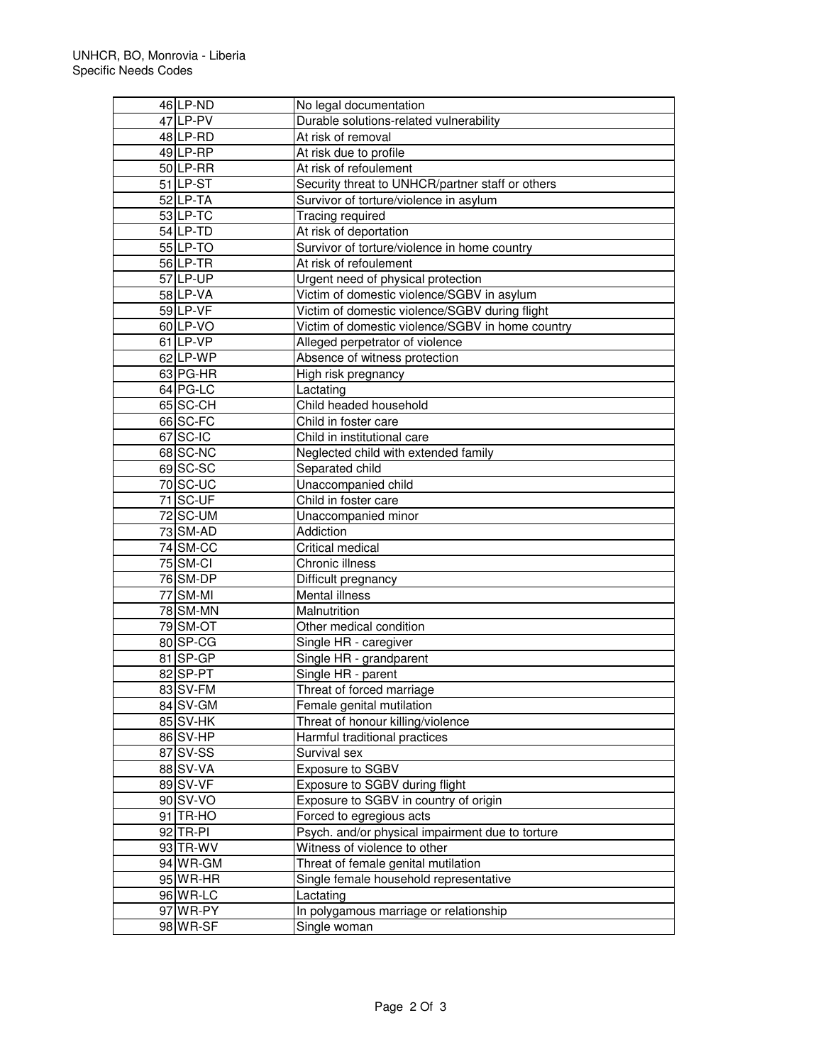UNHCR, BO, Monrovia - Liberia
Specific Needs Codes

| | | |
|---|---|---|
| 46 | LP-ND | No legal documentation |
| 47 | LP-PV | Durable solutions-related vulnerability |
| 48 | LP-RD | At risk of removal |
| 49 | LP-RP | At risk due to profile |
| 50 | LP-RR | At risk of refoulement |
| 51 | LP-ST | Security threat to UNHCR/partner staff or others |
| 52 | LP-TA | Survivor of torture/violence in asylum |
| 53 | LP-TC | Tracing required |
| 54 | LP-TD | At risk of deportation |
| 55 | LP-TO | Survivor of torture/violence in home country |
| 56 | LP-TR | At risk of refoulement |
| 57 | LP-UP | Urgent need of physical protection |
| 58 | LP-VA | Victim of domestic violence/SGBV in asylum |
| 59 | LP-VF | Victim of domestic violence/SGBV during flight |
| 60 | LP-VO | Victim of domestic violence/SGBV in home country |
| 61 | LP-VP | Alleged perpetrator of violence |
| 62 | LP-WP | Absence of witness protection |
| 63 | PG-HR | High risk pregnancy |
| 64 | PG-LC | Lactating |
| 65 | SC-CH | Child headed household |
| 66 | SC-FC | Child in foster care |
| 67 | SC-IC | Child in institutional care |
| 68 | SC-NC | Neglected child with extended family |
| 69 | SC-SC | Separated child |
| 70 | SC-UC | Unaccompanied child |
| 71 | SC-UF | Child in foster care |
| 72 | SC-UM | Unaccompanied minor |
| 73 | SM-AD | Addiction |
| 74 | SM-CC | Critical medical |
| 75 | SM-CI | Chronic illness |
| 76 | SM-DP | Difficult pregnancy |
| 77 | SM-MI | Mental illness |
| 78 | SM-MN | Malnutrition |
| 79 | SM-OT | Other medical condition |
| 80 | SP-CG | Single HR - caregiver |
| 81 | SP-GP | Single HR - grandparent |
| 82 | SP-PT | Single HR - parent |
| 83 | SV-FM | Threat of forced marriage |
| 84 | SV-GM | Female genital mutilation |
| 85 | SV-HK | Threat of honour killing/violence |
| 86 | SV-HP | Harmful traditional practices |
| 87 | SV-SS | Survival sex |
| 88 | SV-VA | Exposure to SGBV |
| 89 | SV-VF | Exposure to SGBV during flight |
| 90 | SV-VO | Exposure to SGBV in country of origin |
| 91 | TR-HO | Forced to egregious acts |
| 92 | TR-PI | Psych. and/or physical impairment due to torture |
| 93 | TR-WV | Witness of violence to other |
| 94 | WR-GM | Threat of female genital mutilation |
| 95 | WR-HR | Single female household representative |
| 96 | WR-LC | Lactating |
| 97 | WR-PY | In polygamous marriage or relationship |
| 98 | WR-SF | Single woman |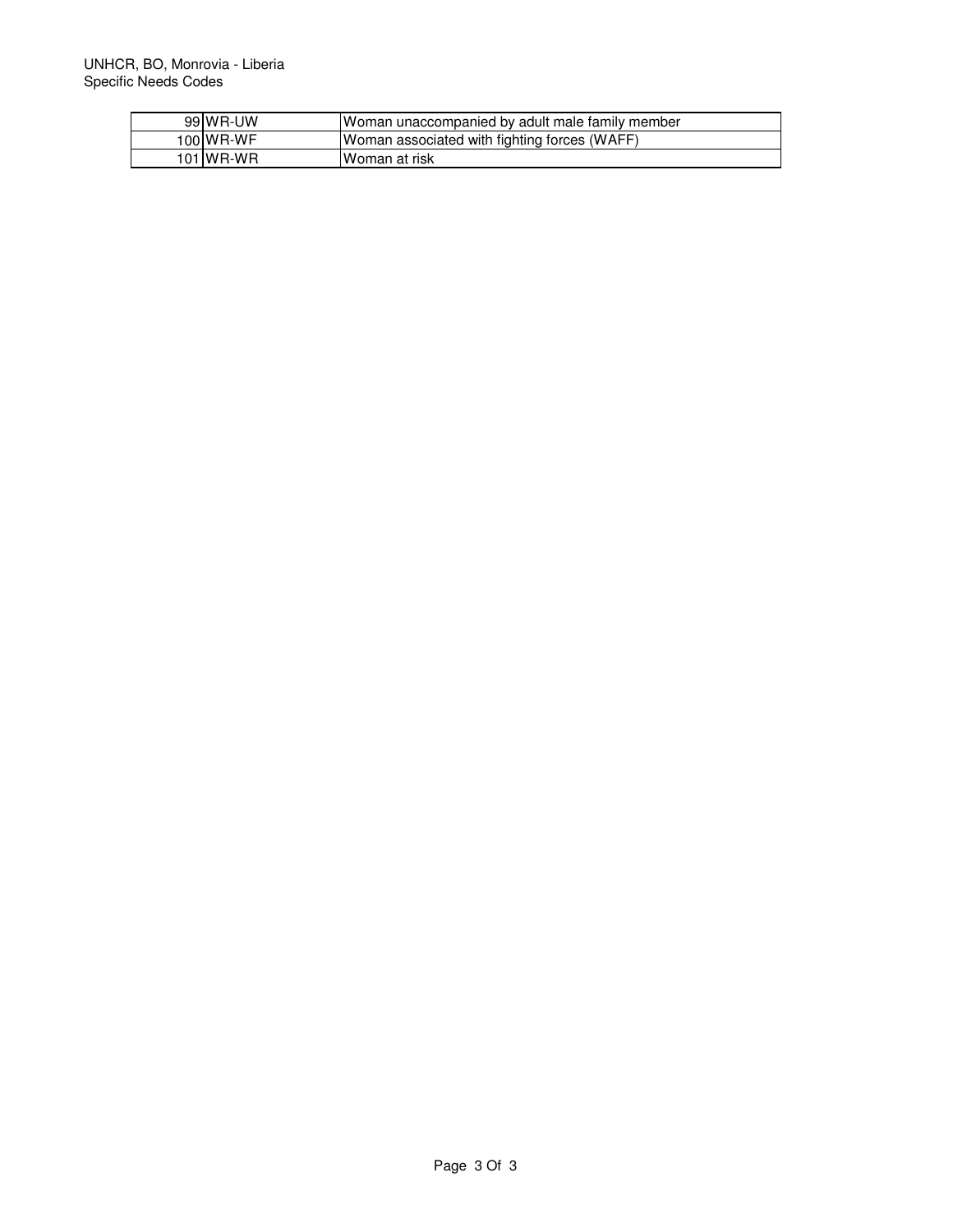| | | |
|---|---|---|
| 99 | WR-UW | Woman unaccompanied by adult male family member |
| 100 | WR-WF | Woman associated with fighting forces (WAFF) |
| 101 | WR-WR | Woman at risk |